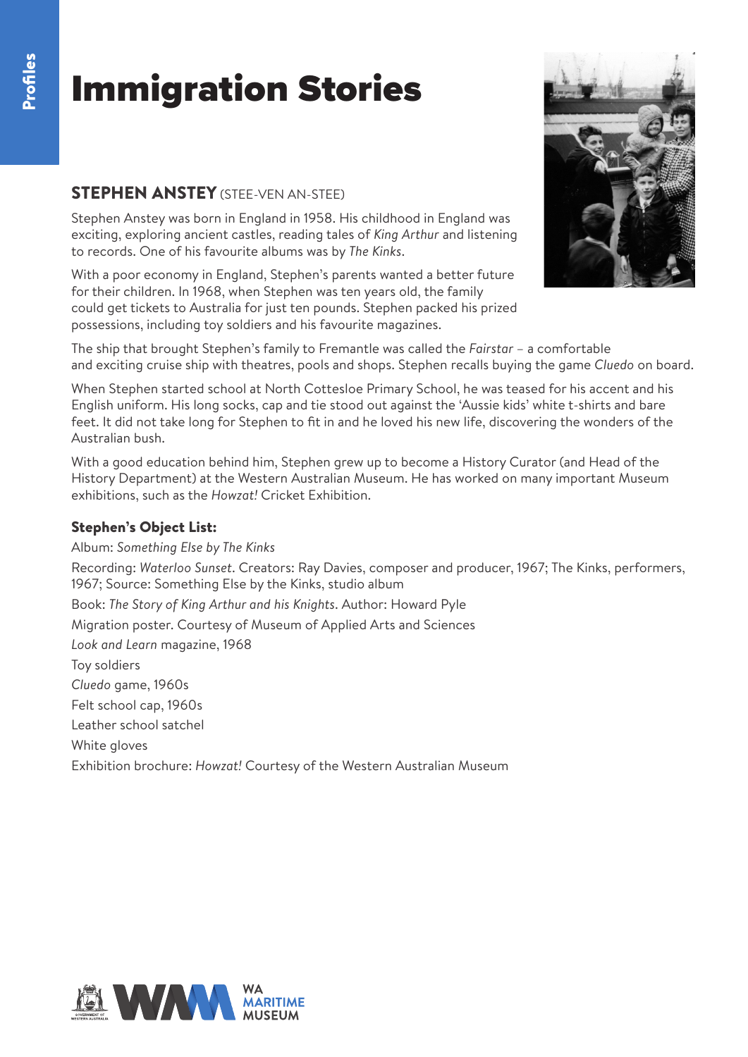# Immigration Stories

## STEPHEN ANSTEY (STEE-VEN AN-STEE)

Stephen Anstey was born in England in 1958. His childhood in England was exciting, exploring ancient castles, reading tales of *King Arthur* and listening to records. One of his favourite albums was by *The Kinks*.

With a poor economy in England, Stephen's parents wanted a better future for their children. In 1968, when Stephen was ten years old, the family could get tickets to Australia for just ten pounds. Stephen packed his prized possessions, including toy soldiers and his favourite magazines.

The ship that brought Stephen's family to Fremantle was called the *Fairstar* – a comfortable and exciting cruise ship with theatres, pools and shops. Stephen recalls buying the game *Cluedo* on board.

When Stephen started school at North Cottesloe Primary School, he was teased for his accent and his English uniform. His long socks, cap and tie stood out against the 'Aussie kids' white t-shirts and bare feet. It did not take long for Stephen to fit in and he loved his new life, discovering the wonders of the Australian bush.

With a good education behind him, Stephen grew up to become a History Curator (and Head of the History Department) at the Western Australian Museum. He has worked on many important Museum exhibitions, such as the *Howzat!* Cricket Exhibition.

### Stephen's Object List:

Album: *Something Else by The Kinks*

Recording: *Waterloo Sunset*. Creators: Ray Davies, composer and producer, 1967; The Kinks, performers, 1967; Source: Something Else by the Kinks, studio album

Book: *The Story of King Arthur and his Knights*. Author: Howard Pyle

Migration poster. Courtesy of Museum of Applied Arts and Sciences

*Look and Learn* magazine, 1968

Toy soldiers

*Cluedo* game, 1960s

Felt school cap, 1960s

Leather school satchel

White gloves

Exhibition brochure: *Howzat!* Courtesy of the Western Australian Museum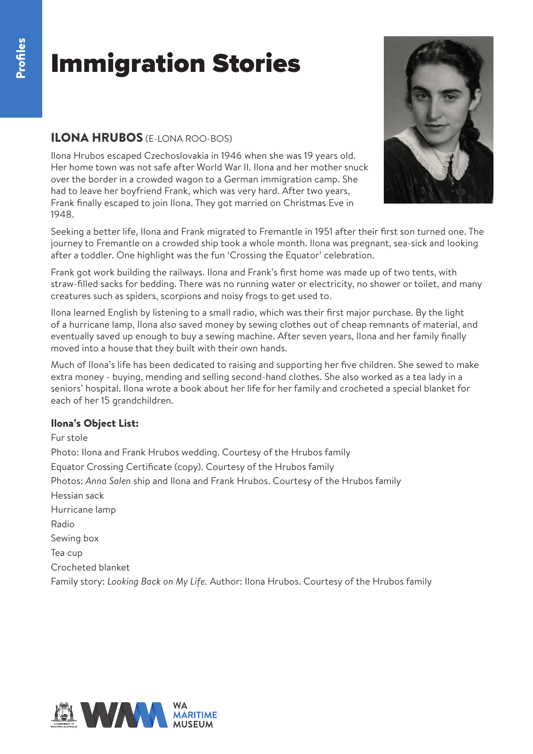# Immigration Stories

## ILONA HRUBOS (E-LONA ROO-BOS)

Ilona Hrubos escaped Czechoslovakia in 1946 when she was 19 years old. Her home town was not safe after World War II. Ilona and her mother snuck over the border in a crowded wagon to a German immigration camp. She had to leave her boyfriend Frank, which was very hard. After two years, Frank finally escaped to join Ilona. They got married on Christmas Eve in 1948.

Seeking a better life, Ilona and Frank migrated to Fremantle in 1951 after their first son turned one. The journey to Fremantle on a crowded ship took a whole month. Ilona was pregnant, sea-sick and looking after a toddler. One highlight was the fun 'Crossing the Equator' celebration.

Frank got work building the railways. Ilona and Frank's first home was made up of two tents, with straw-filled sacks for bedding. There was no running water or electricity, no shower or toilet, and many creatures such as spiders, scorpions and noisy frogs to get used to.

Ilona learned English by listening to a small radio, which was their first major purchase. By the light of a hurricane lamp, Ilona also saved money by sewing clothes out of cheap remnants of material, and eventually saved up enough to buy a sewing machine. After seven years, Ilona and her family finally moved into a house that they built with their own hands.

Much of Ilona's life has been dedicated to raising and supporting her five children. She sewed to make extra money - buying, mending and selling second-hand clothes. She also worked as a tea lady in a seniors' hospital. Ilona wrote a book about her life for her family and crocheted a special blanket for each of her 15 grandchildren.

### Ilona's Object List:

Fur stole

Photo: Ilona and Frank Hrubos wedding. Courtesy of the Hrubos family

Equator Crossing Certificate (copy). Courtesy of the Hrubos family

Photos: *Anna Salen* ship and Ilona and Frank Hrubos. Courtesy of the Hrubos family

Hessian sack

Hurricane lamp

Radio

Sewing box

Tea cup

Crocheted blanket

Family story: *Looking Back on My Life.* Author: Ilona Hrubos. Courtesy of the Hrubos family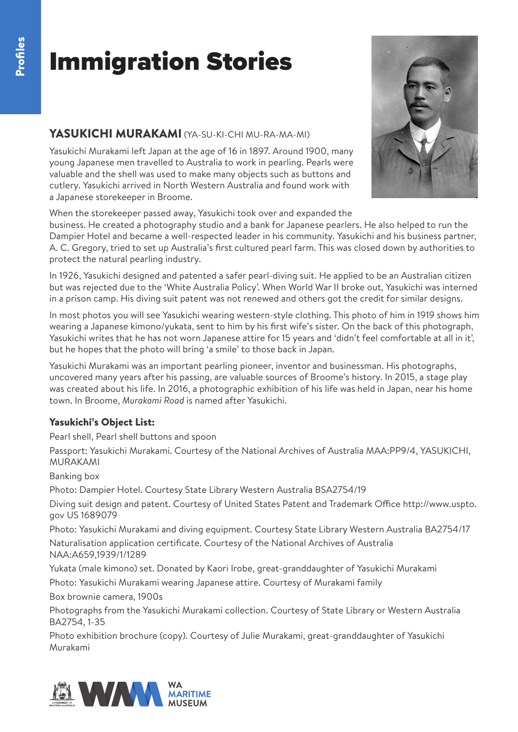# Immigration Stories

## YASUKICHI MURAKAMI (YA-SU-KI-CHI MU-RA-MA-MI)

Yasukichi Murakami left Japan at the age of 16 in 1897. Around 1900, many young Japanese men travelled to Australia to work in pearling. Pearls were valuable and the shell was used to make many objects such as buttons and cutlery. Yasukichi arrived in North Western Australia and found work with a Japanese storekeeper in Broome.

When the storekeeper passed away, Yasukichi took over and expanded the business. He created a photography studio and a bank for Japanese pearlers. He also helped to run the Dampier Hotel and became a well-respected leader in his community. Yasukichi and his business partner, A. C. Gregory, tried to set up Australia's first cultured pearl farm. This was closed down by authorities to protect the natural pearling industry.

In 1926, Yasukichi designed and patented a safer pearl-diving suit. He applied to be an Australian citizen but was rejected due to the 'White Australia Policy'. When World War II broke out, Yasukichi was interned in a prison camp. His diving suit patent was not renewed and others got the credit for similar designs.

In most photos you will see Yasukichi wearing western-style clothing. This photo of him in 1919 shows him wearing a Japanese kimono/yukata, sent to him by his first wife's sister. On the back of this photograph, Yasukichi writes that he has not worn Japanese attire for 15 years and 'didn't feel comfortable at all in it', but he hopes that the photo will bring 'a smile' to those back in Japan.

Yasukichi Murakami was an important pearling pioneer, inventor and businessman. His photographs, uncovered many years after his passing, are valuable sources of Broome's history. In 2015, a stage play was created about his life. In 2016, a photographic exhibition of his life was held in Japan, near his home town. In Broome, *Murakami Road* is named after Yasukichi.

### Yasukichi's Object List:

Pearl shell, Pearl shell buttons and spoon

Passport: Yasukichi Murakami. Courtesy of the National Archives of Australia MAA:PP9/4, YASUKICHI, MURAKAMI

Banking box

Photo: Dampier Hotel. Courtesy State Library Western Australia BSA2754/19

Diving suit design and patent. Courtesy of United States Patent and Trademark Office http://www.uspto.gov US 1689079

Photo: Yasukichi Murakami and diving equipment. Courtesy State Library Western Australia BA2754/17

Naturalisation application certificate. Courtesy of the National Archives of Australia NAA:A659,1939/1/1289

Yukata (male kimono) set. Donated by Kaori Irobe, great-granddaughter of Yasukichi Murakami

Photo: Yasukichi Murakami wearing Japanese attire. Courtesy of Murakami family

Box brownie camera, 1900s

Photographs from the Yasukichi Murakami collection. Courtesy of State Library or Western Australia BA2754, 1-35

Photo exhibition brochure (copy). Courtesy of Julie Murakami, great-granddaughter of Yasukichi Murakami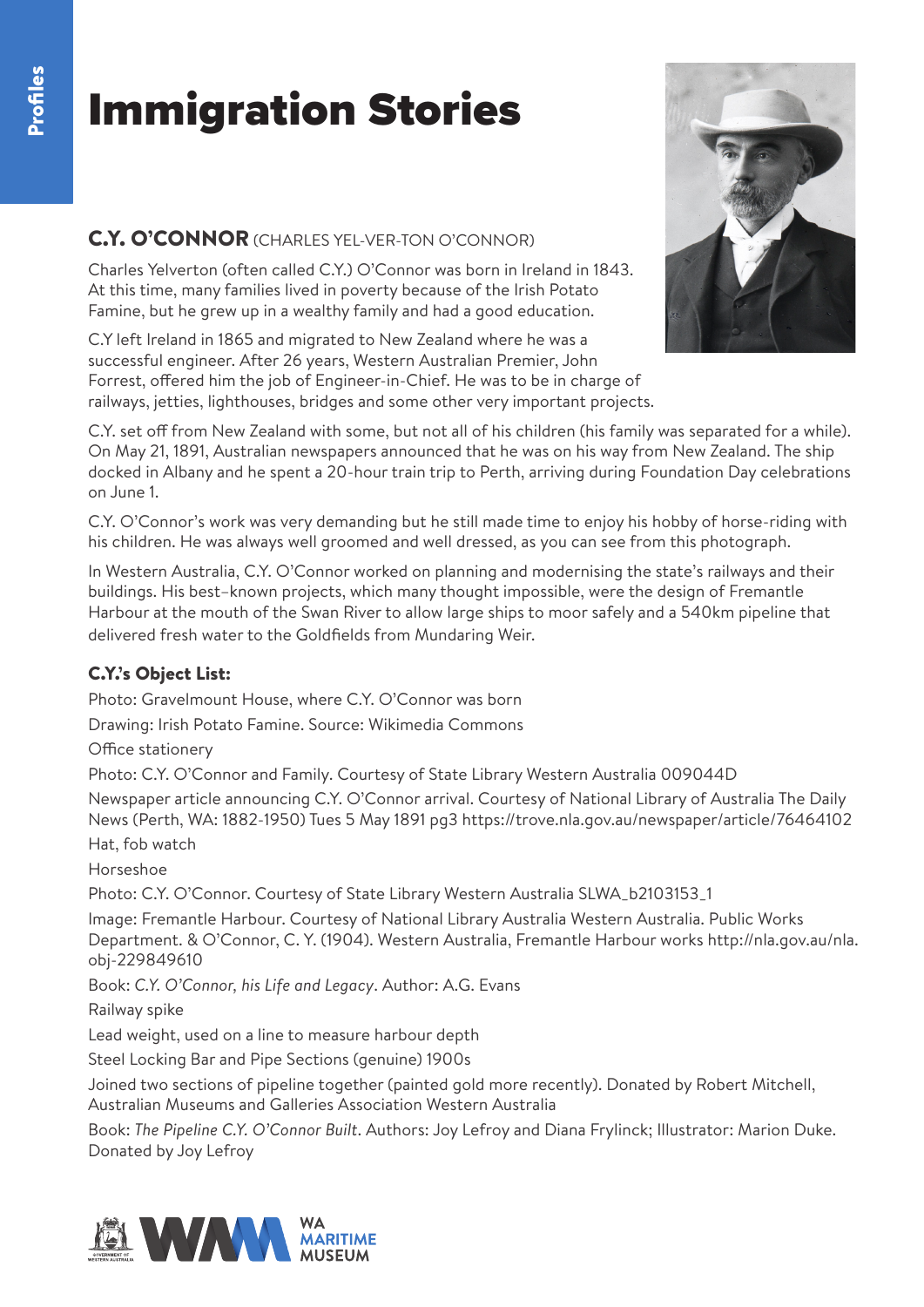# Immigration Stories

## C.Y. O'CONNOR (CHARLES YEL-VER-TON O'CONNOR)

Charles Yelverton (often called C.Y.) O'Connor was born in Ireland in 1843. At this time, many families lived in poverty because of the Irish Potato Famine, but he grew up in a wealthy family and had a good education.

C.Y left Ireland in 1865 and migrated to New Zealand where he was a successful engineer. After 26 years, Western Australian Premier, John Forrest, offered him the job of Engineer-in-Chief. He was to be in charge of railways, jetties, lighthouses, bridges and some other very important projects.

C.Y. set off from New Zealand with some, but not all of his children (his family was separated for a while). On May 21, 1891, Australian newspapers announced that he was on his way from New Zealand. The ship docked in Albany and he spent a 20-hour train trip to Perth, arriving during Foundation Day celebrations on June 1.

C.Y. O'Connor's work was very demanding but he still made time to enjoy his hobby of horse-riding with his children. He was always well groomed and well dressed, as you can see from this photograph.

In Western Australia, C.Y. O'Connor worked on planning and modernising the state's railways and their buildings. His best-known projects, which many thought impossible, were the design of Fremantle Harbour at the mouth of the Swan River to allow large ships to moor safely and a 540km pipeline that delivered fresh water to the Goldfields from Mundaring Weir.

### C.Y.'s Object List:

Photo: Gravelmount House, where C.Y. O'Connor was born

Drawing: Irish Potato Famine. Source: Wikimedia Commons

Office stationery

Photo: C.Y. O'Connor and Family. Courtesy of State Library Western Australia 009044D

Newspaper article announcing C.Y. O'Connor arrival. Courtesy of National Library of Australia The Daily News (Perth, WA: 1882-1950) Tues 5 May 1891 pg3 https://trove.nla.gov.au/newspaper/article/76464102

Hat, fob watch

Horseshoe

Photo: C.Y. O'Connor. Courtesy of State Library Western Australia SLWA_b2103153_1

Image: Fremantle Harbour. Courtesy of National Library Australia Western Australia. Public Works Department. & O'Connor, C. Y. (1904). Western Australia, Fremantle Harbour works http://nla.gov.au/nla.obj-229849610

Book: *C.Y. O'Connor, his Life and Legacy*. Author: A.G. Evans

Railway spike

Lead weight, used on a line to measure harbour depth

Steel Locking Bar and Pipe Sections (genuine) 1900s

Joined two sections of pipeline together (painted gold more recently). Donated by Robert Mitchell, Australian Museums and Galleries Association Western Australia

Book: *The Pipeline C.Y. O'Connor Built*. Authors: Joy Lefroy and Diana Frylinck; Illustrator: Marion Duke. Donated by Joy Lefroy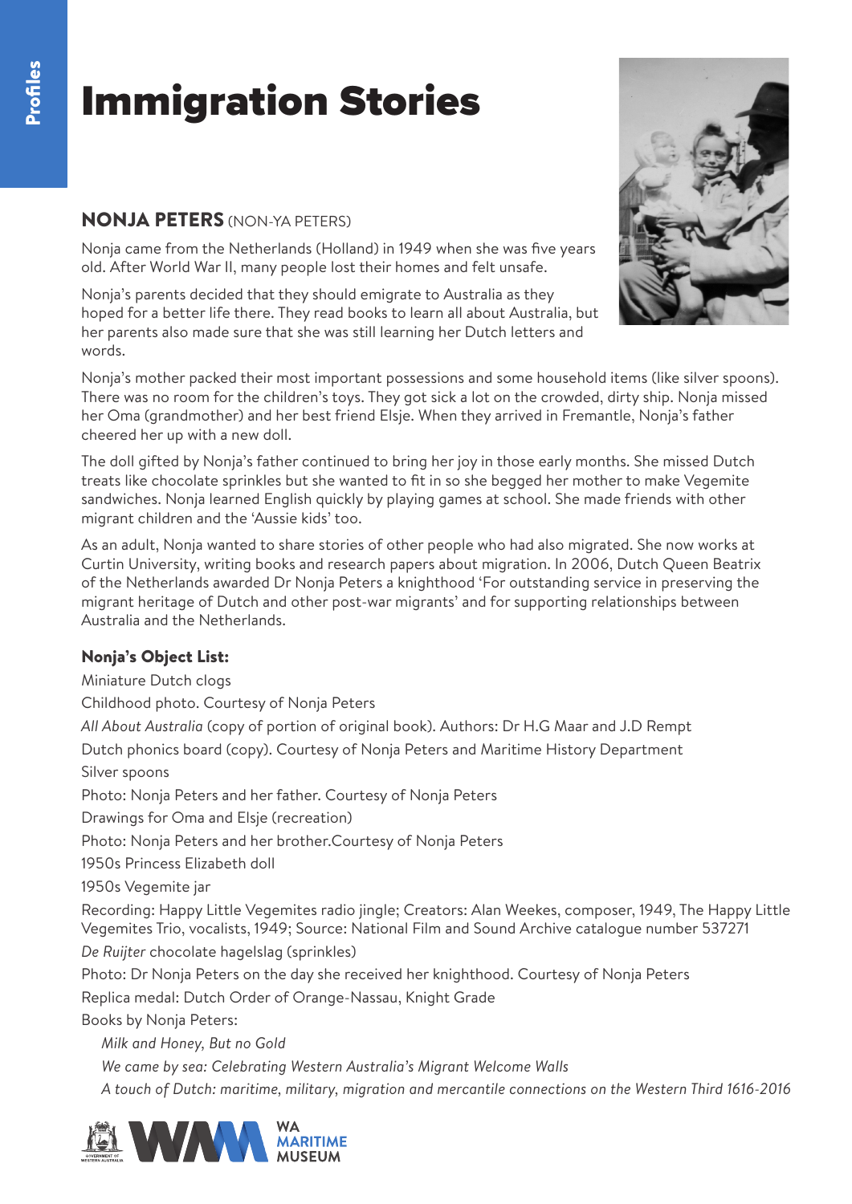Profiles

# Immigration Stories

## NONJA PETERS (NON-YA PETERS)

Nonja came from the Netherlands (Holland) in 1949 when she was five years old. After World War II, many people lost their homes and felt unsafe.

Nonja's parents decided that they should emigrate to Australia as they hoped for a better life there. They read books to learn all about Australia, but her parents also made sure that she was still learning her Dutch letters and words.

Nonja's mother packed their most important possessions and some household items (like silver spoons). There was no room for the children's toys. They got sick a lot on the crowded, dirty ship. Nonja missed her Oma (grandmother) and her best friend Elsje. When they arrived in Fremantle, Nonja's father cheered her up with a new doll.

The doll gifted by Nonja's father continued to bring her joy in those early months. She missed Dutch treats like chocolate sprinkles but she wanted to fit in so she begged her mother to make Vegemite sandwiches. Nonja learned English quickly by playing games at school. She made friends with other migrant children and the 'Aussie kids' too.

As an adult, Nonja wanted to share stories of other people who had also migrated. She now works at Curtin University, writing books and research papers about migration. In 2006, Dutch Queen Beatrix of the Netherlands awarded Dr Nonja Peters a knighthood 'For outstanding service in preserving the migrant heritage of Dutch and other post-war migrants' and for supporting relationships between Australia and the Netherlands.

### Nonja's Object List:

Miniature Dutch clogs

Childhood photo. Courtesy of Nonja Peters

*All About Australia* (copy of portion of original book). Authors: Dr H.G Maar and J.D Rempt

Dutch phonics board (copy). Courtesy of Nonja Peters and Maritime History Department

Silver spoons

Photo: Nonja Peters and her father. Courtesy of Nonja Peters

Drawings for Oma and Elsje (recreation)

Photo: Nonja Peters and her brother.Courtesy of Nonja Peters

1950s Princess Elizabeth doll

1950s Vegemite jar

Recording: Happy Little Vegemites radio jingle; Creators: Alan Weekes, composer, 1949, The Happy Little Vegemites Trio, vocalists, 1949; Source: National Film and Sound Archive catalogue number 537271

*De Ruijter* chocolate hagelslag (sprinkles)

Photo: Dr Nonja Peters on the day she received her knighthood. Courtesy of Nonja Peters

Replica medal: Dutch Order of Orange-Nassau, Knight Grade

Books by Nonja Peters:

- *Milk and Honey, But no Gold*
- *We came by sea: Celebrating Western Australia's Migrant Welcome Walls*
- *A touch of Dutch: maritime, military, migration and mercantile connections on the Western Third 1616-2016*

WA MARITIME MUSEUM